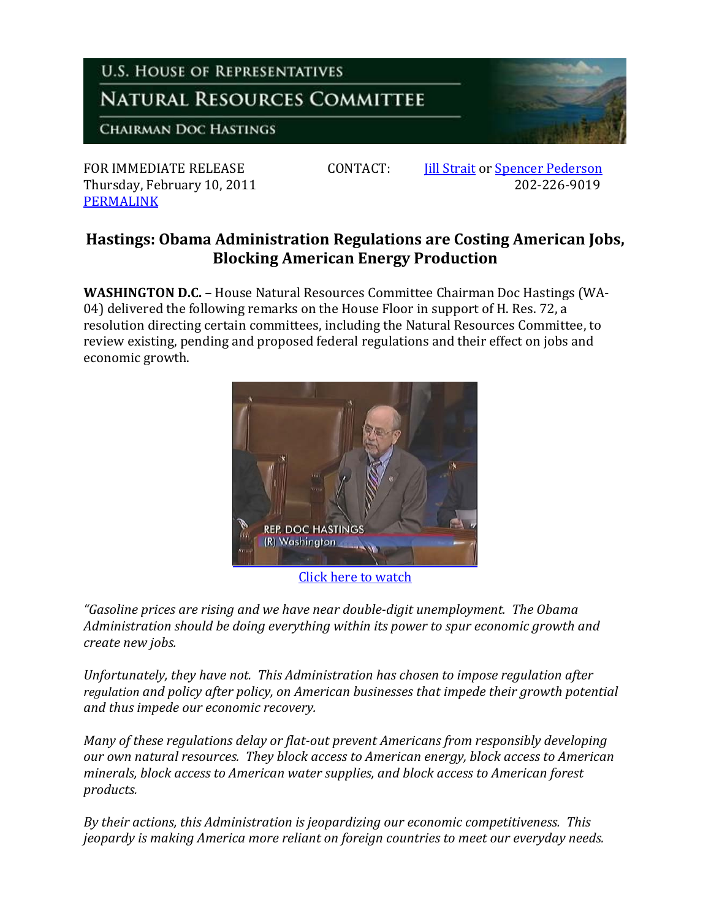U.S. HOUSE OF REPRESENTATIVES

NATURAL RESOURCES COMMITTEE

CHAIRMAN DOC HASTINGS

FOR IMMEDIATE RELEASE
Thursday, February 10, 2011
PERMALINK

CONTACT: Jill Strait or Spencer Pederson
202-226-9019

## Hastings: Obama Administration Regulations are Costing American Jobs, Blocking American Energy Production

**WASHINGTON D.C. –** House Natural Resources Committee Chairman Doc Hastings (WA-04) delivered the following remarks on the House Floor in support of H. Res. 72, a resolution directing certain committees, including the Natural Resources Committee, to review existing, pending and proposed federal regulations and their effect on jobs and economic growth.

Click here to watch

*"Gasoline prices are rising and we have near double-digit unemployment. The Obama Administration should be doing everything within its power to spur economic growth and create new jobs.*

*Unfortunately, they have not. This Administration has chosen to impose regulation after regulation and policy after policy, on American businesses that impede their growth potential and thus impede our economic recovery.*

*Many of these regulations delay or flat-out prevent Americans from responsibly developing our own natural resources. They block access to American energy, block access to American minerals, block access to American water supplies, and block access to American forest products.*

*By their actions, this Administration is jeopardizing our economic competitiveness. This jeopardy is making America more reliant on foreign countries to meet our everyday needs.*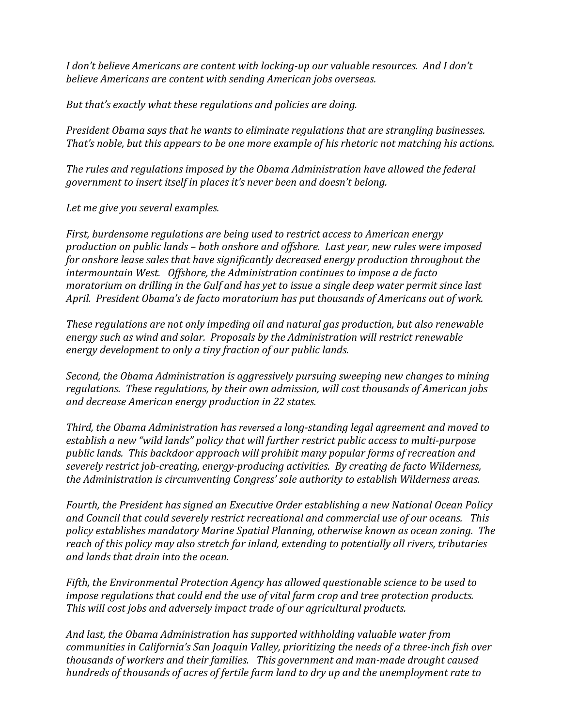*I don't believe Americans are content with locking-up our valuable resources. And I don't believe Americans are content with sending American jobs overseas.*

*But that's exactly what these regulations and policies are doing.*

*President Obama says that he wants to eliminate regulations that are strangling businesses. That's noble, but this appears to be one more example of his rhetoric not matching his actions.*

*The rules and regulations imposed by the Obama Administration have allowed the federal government to insert itself in places it's never been and doesn't belong.*

*Let me give you several examples.*

*First, burdensome regulations are being used to restrict access to American energy production on public lands – both onshore and offshore. Last year, new rules were imposed for onshore lease sales that have significantly decreased energy production throughout the intermountain West. Offshore, the Administration continues to impose a de facto moratorium on drilling in the Gulf and has yet to issue a single deep water permit since last April. President Obama's de facto moratorium has put thousands of Americans out of work.*

*These regulations are not only impeding oil and natural gas production, but also renewable energy such as wind and solar. Proposals by the Administration will restrict renewable energy development to only a tiny fraction of our public lands.*

*Second, the Obama Administration is aggressively pursuing sweeping new changes to mining regulations. These regulations, by their own admission, will cost thousands of American jobs and decrease American energy production in 22 states.*

*Third, the Obama Administration has reversed a long-standing legal agreement and moved to establish a new "wild lands" policy that will further restrict public access to multi-purpose public lands. This backdoor approach will prohibit many popular forms of recreation and severely restrict job-creating, energy-producing activities. By creating de facto Wilderness, the Administration is circumventing Congress' sole authority to establish Wilderness areas.*

*Fourth, the President has signed an Executive Order establishing a new National Ocean Policy and Council that could severely restrict recreational and commercial use of our oceans. This policy establishes mandatory Marine Spatial Planning, otherwise known as ocean zoning. The reach of this policy may also stretch far inland, extending to potentially all rivers, tributaries and lands that drain into the ocean.*

*Fifth, the Environmental Protection Agency has allowed questionable science to be used to impose regulations that could end the use of vital farm crop and tree protection products. This will cost jobs and adversely impact trade of our agricultural products.*

*And last, the Obama Administration has supported withholding valuable water from communities in California's San Joaquin Valley, prioritizing the needs of a three-inch fish over thousands of workers and their families. This government and man-made drought caused hundreds of thousands of acres of fertile farm land to dry up and the unemployment rate to*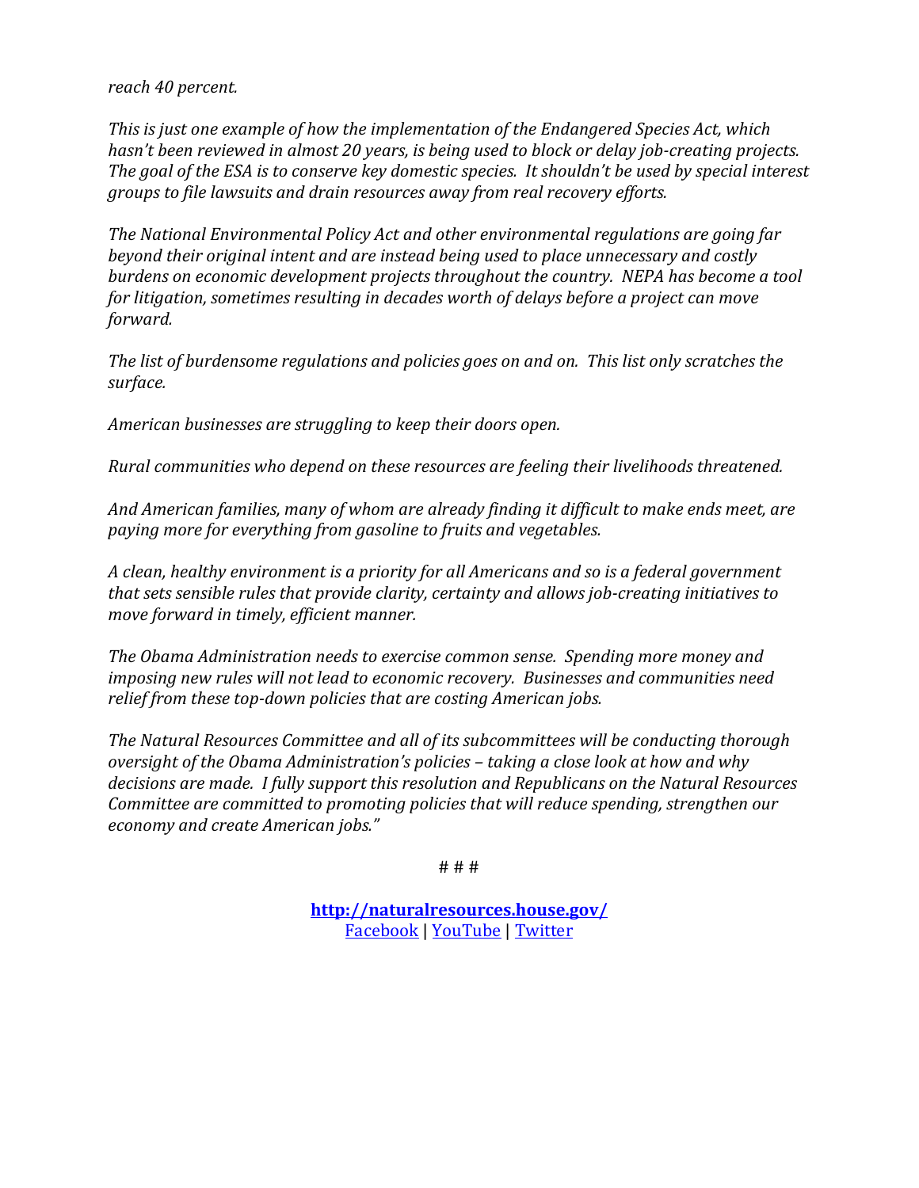*reach 40 percent.*

*This is just one example of how the implementation of the Endangered Species Act, which hasn't been reviewed in almost 20 years, is being used to block or delay job-creating projects. The goal of the ESA is to conserve key domestic species. It shouldn't be used by special interest groups to file lawsuits and drain resources away from real recovery efforts.*

*The National Environmental Policy Act and other environmental regulations are going far beyond their original intent and are instead being used to place unnecessary and costly burdens on economic development projects throughout the country. NEPA has become a tool for litigation, sometimes resulting in decades worth of delays before a project can move forward.*

*The list of burdensome regulations and policies goes on and on. This list only scratches the surface.*

*American businesses are struggling to keep their doors open.*

*Rural communities who depend on these resources are feeling their livelihoods threatened.*

*And American families, many of whom are already finding it difficult to make ends meet, are paying more for everything from gasoline to fruits and vegetables.*

*A clean, healthy environment is a priority for all Americans and so is a federal government that sets sensible rules that provide clarity, certainty and allows job-creating initiatives to move forward in timely, efficient manner.*

*The Obama Administration needs to exercise common sense. Spending more money and imposing new rules will not lead to economic recovery. Businesses and communities need relief from these top-down policies that are costing American jobs.*

*The Natural Resources Committee and all of its subcommittees will be conducting thorough oversight of the Obama Administration's policies – taking a close look at how and why decisions are made. I fully support this resolution and Republicans on the Natural Resources Committee are committed to promoting policies that will reduce spending, strengthen our economy and create American jobs."*

# # #

**http://naturalresources.house.gov/**
Facebook | YouTube | Twitter